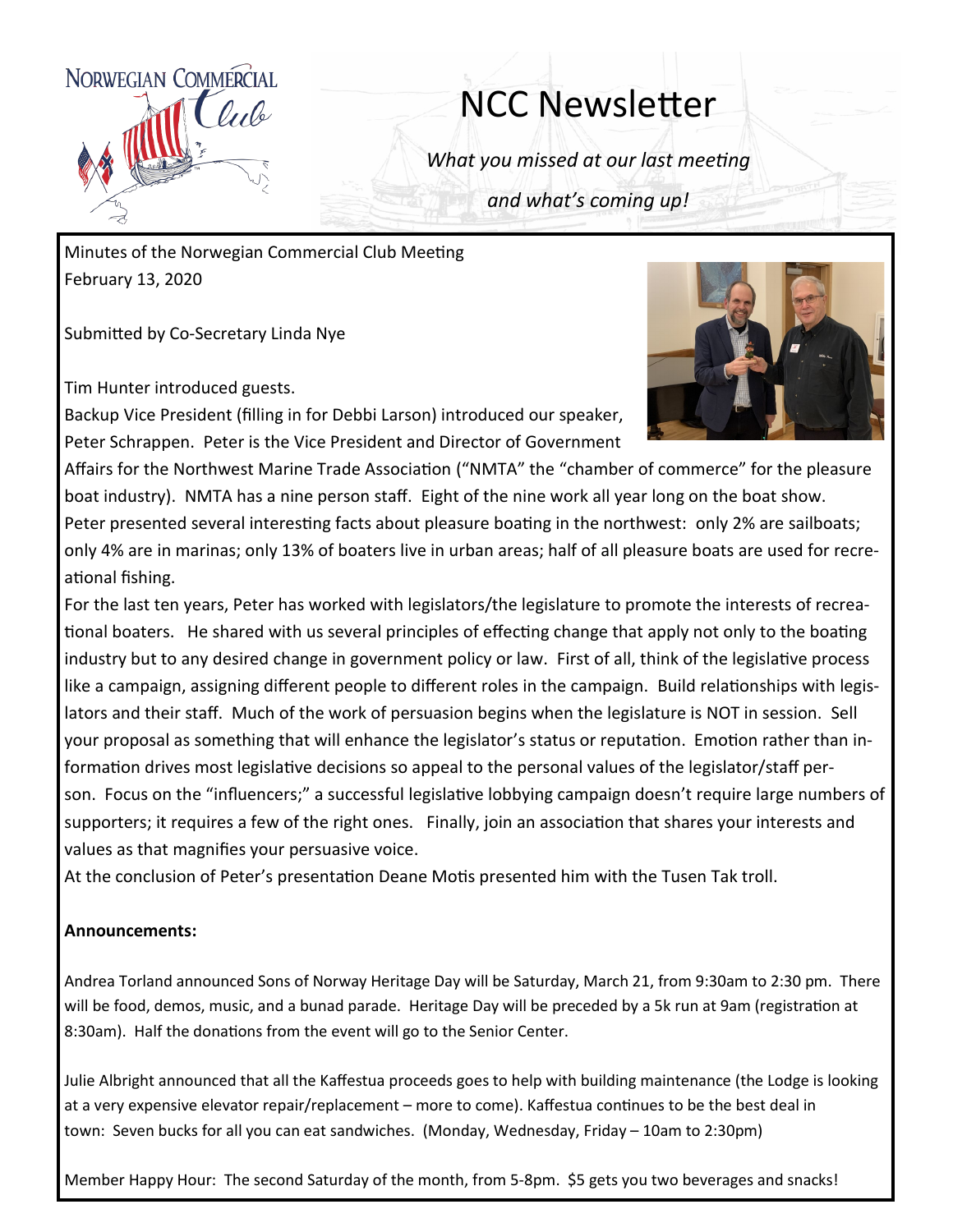NORWEGIAN COMMERCIAL Club

# NCC Newsletter

*What you missed at our last meeting*

*and what's coming up!*

Minutes of the Norwegian Commercial Club Meeting
February 13, 2020

Submitted by Co-Secretary Linda Nye

Tim Hunter introduced guests.

Backup Vice President (filling in for Debbi Larson) introduced our speaker, Peter Schrappen. Peter is the Vice President and Director of Government Affairs for the Northwest Marine Trade Association ("NMTA" the "chamber of commerce" for the pleasure boat industry). NMTA has a nine person staff. Eight of the nine work all year long on the boat show. Peter presented several interesting facts about pleasure boating in the northwest: only 2% are sailboats; only 4% are in marinas; only 13% of boaters live in urban areas; half of all pleasure boats are used for recreational fishing.

For the last ten years, Peter has worked with legislators/the legislature to promote the interests of recreational boaters. He shared with us several principles of effecting change that apply not only to the boating industry but to any desired change in government policy or law. First of all, think of the legislative process like a campaign, assigning different people to different roles in the campaign. Build relationships with legislators and their staff. Much of the work of persuasion begins when the legislature is NOT in session. Sell your proposal as something that will enhance the legislator's status or reputation. Emotion rather than information drives most legislative decisions so appeal to the personal values of the legislator/staff person. Focus on the "influencers;" a successful legislative lobbying campaign doesn't require large numbers of supporters; it requires a few of the right ones. Finally, join an association that shares your interests and values as that magnifies your persuasive voice.

At the conclusion of Peter's presentation Deane Motis presented him with the Tusen Tak troll.

**Announcements:**

Andrea Torland announced Sons of Norway Heritage Day will be Saturday, March 21, from 9:30am to 2:30 pm. There will be food, demos, music, and a bunad parade. Heritage Day will be preceded by a 5k run at 9am (registration at 8:30am). Half the donations from the event will go to the Senior Center.

Julie Albright announced that all the Kaffestua proceeds goes to help with building maintenance (the Lodge is looking at a very expensive elevator repair/replacement – more to come). Kaffestua continues to be the best deal in town: Seven bucks for all you can eat sandwiches. (Monday, Wednesday, Friday – 10am to 2:30pm)

Member Happy Hour: The second Saturday of the month, from 5-8pm. $5 gets you two beverages and snacks!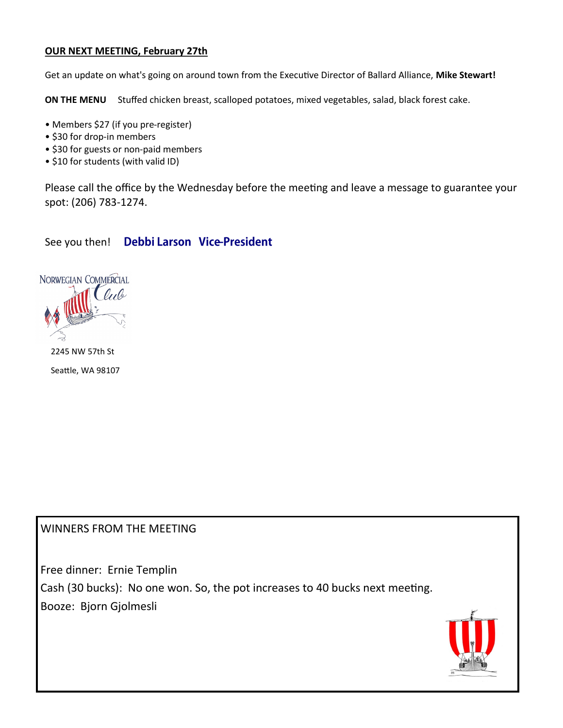**OUR NEXT MEETING, February 27th**

Get an update on what's going on around town from the Executive Director of Ballard Alliance, **Mike Stewart!**

**ON THE MENU** Stuffed chicken breast, scalloped potatoes, mixed vegetables, salad, black forest cake.

- Members $27 (if you pre-register)
- $30 for drop-in members
- $30 for guests or non-paid members
- $10 for students (with valid ID)

Please call the office by the Wednesday before the meeting and leave a message to guarantee your spot: (206) 783-1274.

See you then! **Debbi Larson Vice-President**

Norwegian Commercial Club

2245 NW 57th St

Seattle, WA 98107

WINNERS FROM THE MEETING

Free dinner: Ernie Templin

Cash (30 bucks): No one won. So, the pot increases to 40 bucks next meeting.

Booze: Bjorn Gjolmesli